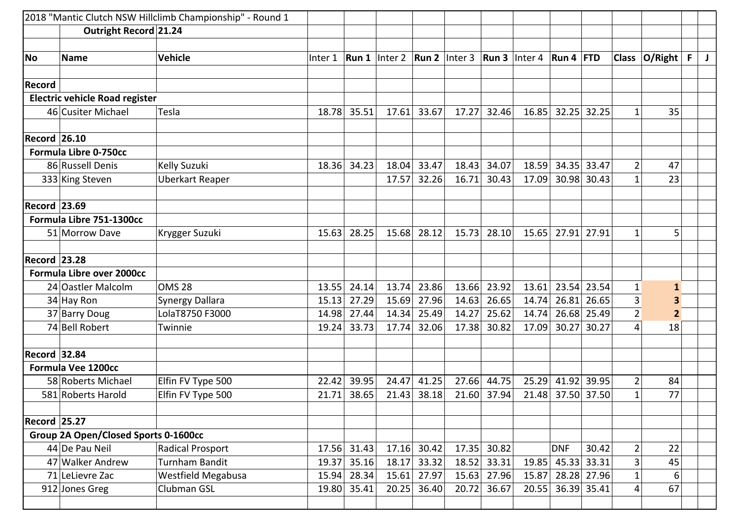2018 "Mantic Clutch NSW Hillclimb Championship" - Round 1

**Outright Record** **21.24**

| No | Name | Vehicle | Inter 1 | Run 1 | Inter 2 | Run 2 | Inter 3 | Run 3 | Inter 4 | Run 4 | FTD | Class | O/Right | F | J |
|---|---|---|---|---|---|---|---|---|---|---|---|---|---|---|---|
| **Record** | | | | | | | | | | | | | | | |
| **Electric vehicle Road register** | | | | | | | | | | | | | | | |
| 46 | Cusiter Michael | Tesla | 18.78 | 35.51 | 17.61 | 33.67 | 17.27 | 32.46 | 16.85 | 32.25 | 32.25 | 1 | 35 | | |
| **Record** | **26.10** | | | | | | | | | | | | | | |
| **Formula Libre 0-750cc** | | | | | | | | | | | | | | | |
| 86 | Russell Denis | Kelly Suzuki | 18.36 | 34.23 | 18.04 | 33.47 | 18.43 | 34.07 | 18.59 | 34.35 | 33.47 | 2 | 47 | | |
| 333 | King Steven | Uberkart Reaper | | | 17.57 | 32.26 | 16.71 | 30.43 | 17.09 | 30.98 | 30.43 | 1 | 23 | | |
| **Record** | **23.69** | | | | | | | | | | | | | | |
| **Formula Libre 751-1300cc** | | | | | | | | | | | | | | | |
| 51 | Morrow Dave | Krygger Suzuki | 15.63 | 28.25 | 15.68 | 28.12 | 15.73 | 28.10 | 15.65 | 27.91 | 27.91 | 1 | 5 | | |
| **Record** | **23.28** | | | | | | | | | | | | | | |
| **Formula Libre over 2000cc** | | | | | | | | | | | | | | | |
| 24 | Oastler Malcolm | OMS 28 | 13.55 | 24.14 | 13.74 | 23.86 | 13.66 | 23.92 | 13.61 | 23.54 | 23.54 | 1 | **1** | | |
| 34 | Hay Ron | Synergy Dallara | 15.13 | 27.29 | 15.69 | 27.96 | 14.63 | 26.65 | 14.74 | 26.81 | 26.65 | 3 | **3** | | |
| 37 | Barry Doug | LolaT8750 F3000 | 14.98 | 27.44 | 14.34 | 25.49 | 14.27 | 25.62 | 14.74 | 26.68 | 25.49 | 2 | **2** | | |
| 74 | Bell Robert | Twinnie | 19.24 | 33.73 | 17.74 | 32.06 | 17.38 | 30.82 | 17.09 | 30.27 | 30.27 | 4 | 18 | | |
| **Record** | **32.84** | | | | | | | | | | | | | | |
| **Formula Vee 1200cc** | | | | | | | | | | | | | | | |
| 58 | Roberts Michael | Elfin FV Type 500 | 22.42 | 39.95 | 24.47 | 41.25 | 27.66 | 44.75 | 25.29 | 41.92 | 39.95 | 2 | 84 | | |
| 581 | Roberts Harold | Elfin FV Type 500 | 21.71 | 38.65 | 21.43 | 38.18 | 21.60 | 37.94 | 21.48 | 37.50 | 37.50 | 1 | 77 | | |
| **Record** | **25.27** | | | | | | | | | | | | | | |
| **Group 2A Open/Closed Sports 0-1600cc** | | | | | | | | | | | | | | | |
| 44 | De Pau Neil | Radical Prosport | 17.56 | 31.43 | 17.16 | 30.42 | 17.35 | 30.82 | | DNF | 30.42 | 2 | 22 | | |
| 47 | Walker Andrew | Turnham Bandit | 19.37 | 35.16 | 18.17 | 33.32 | 18.52 | 33.31 | 19.85 | 45.33 | 33.31 | 3 | 45 | | |
| 71 | LeLievre Zac | Westfield Megabusa | 15.94 | 28.34 | 15.61 | 27.97 | 15.63 | 27.96 | 15.87 | 28.28 | 27.96 | 1 | 6 | | |
| 912 | Jones Greg | Clubman GSL | 19.80 | 35.41 | 20.25 | 36.40 | 20.72 | 36.67 | 20.55 | 36.39 | 35.41 | 4 | 67 | | |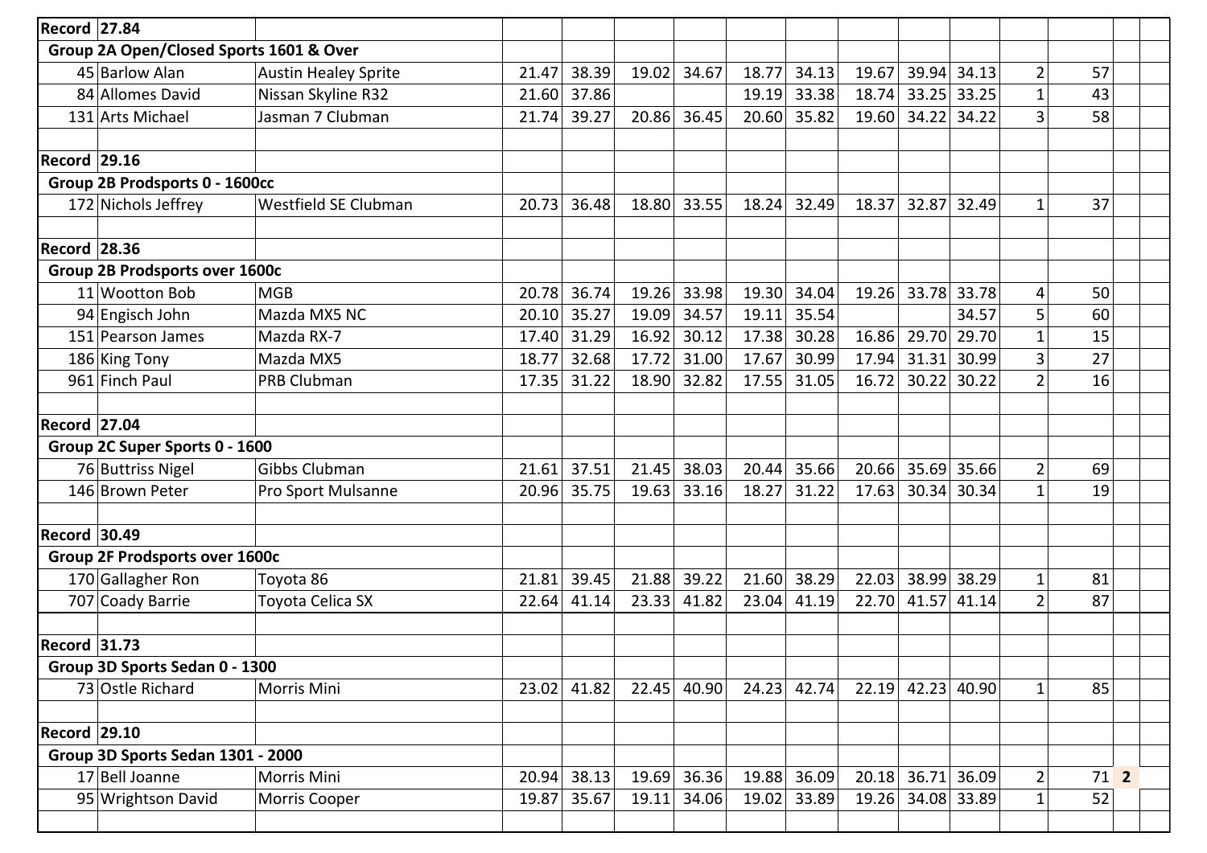| | | | | | | | | | | | | | | | |
|---|---|---|---|---|---|---|---|---|---|---|---|---|---|---|---|
| **Record** | **27.84** | | | | | | | | | | | | | | |
| **Group 2A Open/Closed Sports 1601 & Over** | | | | | | | | | | | | | | | |
| 45 | Barlow Alan | Austin Healey Sprite | 21.47 | 38.39 | 19.02 | 34.67 | 18.77 | 34.13 | 19.67 | 39.94 | 34.13 | 2 | 57 | | |
| 84 | Allomes David | Nissan Skyline R32 | 21.60 | 37.86 | | | 19.19 | 33.38 | 18.74 | 33.25 | 33.25 | 1 | 43 | | |
| 131 | Arts Michael | Jasman 7 Clubman | 21.74 | 39.27 | 20.86 | 36.45 | 20.60 | 35.82 | 19.60 | 34.22 | 34.22 | 3 | 58 | | |
| | | | | | | | | | | | | | | | |
| **Record** | **29.16** | | | | | | | | | | | | | | |
| **Group 2B Prodsports 0 - 1600cc** | | | | | | | | | | | | | | | |
| 172 | Nichols Jeffrey | Westfield SE Clubman | 20.73 | 36.48 | 18.80 | 33.55 | 18.24 | 32.49 | 18.37 | 32.87 | 32.49 | 1 | 37 | | |
| | | | | | | | | | | | | | | | |
| **Record** | **28.36** | | | | | | | | | | | | | | |
| **Group 2B Prodsports over 1600c** | | | | | | | | | | | | | | | |
| 11 | Wootton Bob | MGB | 20.78 | 36.74 | 19.26 | 33.98 | 19.30 | 34.04 | 19.26 | 33.78 | 33.78 | 4 | 50 | | |
| 94 | Engisch John | Mazda MX5 NC | 20.10 | 35.27 | 19.09 | 34.57 | 19.11 | 35.54 | | | 34.57 | 5 | 60 | | |
| 151 | Pearson James | Mazda RX-7 | 17.40 | 31.29 | 16.92 | 30.12 | 17.38 | 30.28 | 16.86 | 29.70 | 29.70 | 1 | 15 | | |
| 186 | King Tony | Mazda MX5 | 18.77 | 32.68 | 17.72 | 31.00 | 17.67 | 30.99 | 17.94 | 31.31 | 30.99 | 3 | 27 | | |
| 961 | Finch Paul | PRB Clubman | 17.35 | 31.22 | 18.90 | 32.82 | 17.55 | 31.05 | 16.72 | 30.22 | 30.22 | 2 | 16 | | |
| | | | | | | | | | | | | | | | |
| **Record** | **27.04** | | | | | | | | | | | | | | |
| **Group 2C Super Sports 0 - 1600** | | | | | | | | | | | | | | | |
| 76 | Buttriss Nigel | Gibbs Clubman | 21.61 | 37.51 | 21.45 | 38.03 | 20.44 | 35.66 | 20.66 | 35.69 | 35.66 | 2 | 69 | | |
| 146 | Brown Peter | Pro Sport Mulsanne | 20.96 | 35.75 | 19.63 | 33.16 | 18.27 | 31.22 | 17.63 | 30.34 | 30.34 | 1 | 19 | | |
| | | | | | | | | | | | | | | | |
| **Record** | **30.49** | | | | | | | | | | | | | | |
| **Group 2F Prodsports over 1600c** | | | | | | | | | | | | | | | |
| 170 | Gallagher Ron | Toyota 86 | 21.81 | 39.45 | 21.88 | 39.22 | 21.60 | 38.29 | 22.03 | 38.99 | 38.29 | 1 | 81 | | |
| 707 | Coady Barrie | Toyota Celica SX | 22.64 | 41.14 | 23.33 | 41.82 | 23.04 | 41.19 | 22.70 | 41.57 | 41.14 | 2 | 87 | | |
| | | | | | | | | | | | | | | | |
| **Record** | **31.73** | | | | | | | | | | | | | | |
| **Group 3D Sports Sedan 0 - 1300** | | | | | | | | | | | | | | | |
| 73 | Ostle Richard | Morris Mini | 23.02 | 41.82 | 22.45 | 40.90 | 24.23 | 42.74 | 22.19 | 42.23 | 40.90 | 1 | 85 | | |
| | | | | | | | | | | | | | | | |
| **Record** | **29.10** | | | | | | | | | | | | | | |
| **Group 3D Sports Sedan 1301 - 2000** | | | | | | | | | | | | | | | |
| 17 | Bell Joanne | Morris Mini | 20.94 | 38.13 | 19.69 | 36.36 | 19.88 | 36.09 | 20.18 | 36.71 | 36.09 | 2 | 71 | **2** | |
| 95 | Wrightson David | Morris Cooper | 19.87 | 35.67 | 19.11 | 34.06 | 19.02 | 33.89 | 19.26 | 34.08 | 33.89 | 1 | 52 | | |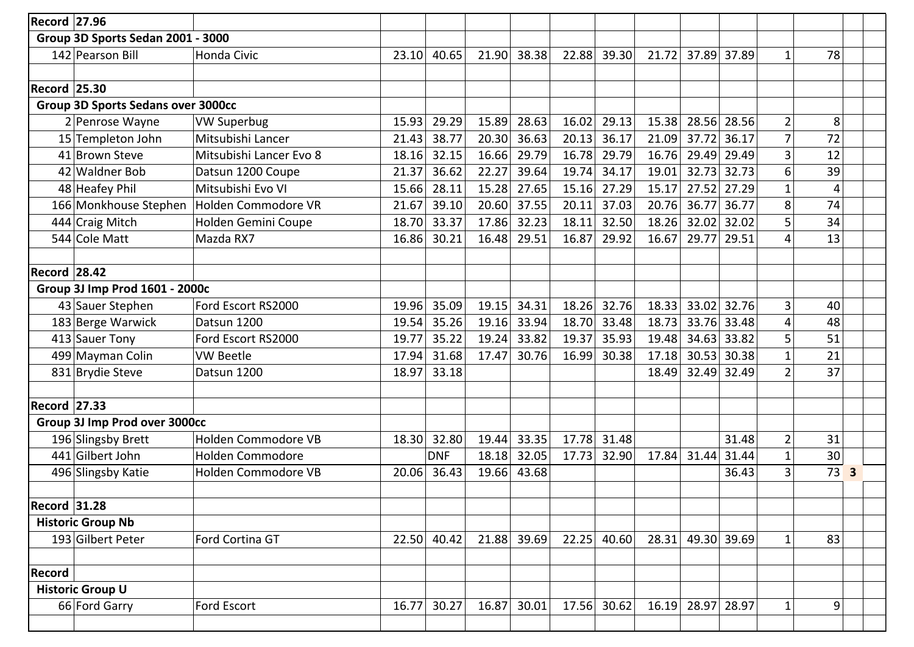| | | | | | | | | | | | | | | | |
|---|---|---|---|---|---|---|---|---|---|---|---|---|---|---|---|
| **Record** | **27.96** | | | | | | | | | | | | | | |
| **Group 3D Sports Sedan 2001 - 3000** | | | | | | | | | | | | | | | |
| 142 | Pearson Bill | Honda Civic | 23.10 | 40.65 | 21.90 | 38.38 | 22.88 | 39.30 | 21.72 | 37.89 | 37.89 | 1 | 78 | | |
| | | | | | | | | | | | | | | | |
| **Record** | **25.30** | | | | | | | | | | | | | | |
| **Group 3D Sports Sedans over 3000cc** | | | | | | | | | | | | | | | |
| 2 | Penrose Wayne | VW Superbug | 15.93 | 29.29 | 15.89 | 28.63 | 16.02 | 29.13 | 15.38 | 28.56 | 28.56 | 2 | 8 | | |
| 15 | Templeton John | Mitsubishi Lancer | 21.43 | 38.77 | 20.30 | 36.63 | 20.13 | 36.17 | 21.09 | 37.72 | 36.17 | 7 | 72 | | |
| 41 | Brown Steve | Mitsubishi Lancer Evo 8 | 18.16 | 32.15 | 16.66 | 29.79 | 16.78 | 29.79 | 16.76 | 29.49 | 29.49 | 3 | 12 | | |
| 42 | Waldner Bob | Datsun 1200 Coupe | 21.37 | 36.62 | 22.27 | 39.64 | 19.74 | 34.17 | 19.01 | 32.73 | 32.73 | 6 | 39 | | |
| 48 | Heafey Phil | Mitsubishi Evo VI | 15.66 | 28.11 | 15.28 | 27.65 | 15.16 | 27.29 | 15.17 | 27.52 | 27.29 | 1 | 4 | | |
| 166 | Monkhouse Stephen | Holden Commodore VR | 21.67 | 39.10 | 20.60 | 37.55 | 20.11 | 37.03 | 20.76 | 36.77 | 36.77 | 8 | 74 | | |
| 444 | Craig Mitch | Holden Gemini Coupe | 18.70 | 33.37 | 17.86 | 32.23 | 18.11 | 32.50 | 18.26 | 32.02 | 32.02 | 5 | 34 | | |
| 544 | Cole Matt | Mazda RX7 | 16.86 | 30.21 | 16.48 | 29.51 | 16.87 | 29.92 | 16.67 | 29.77 | 29.51 | 4 | 13 | | |
| | | | | | | | | | | | | | | | |
| **Record** | **28.42** | | | | | | | | | | | | | | |
| **Group 3J Imp Prod 1601 - 2000c** | | | | | | | | | | | | | | | |
| 43 | Sauer Stephen | Ford Escort RS2000 | 19.96 | 35.09 | 19.15 | 34.31 | 18.26 | 32.76 | 18.33 | 33.02 | 32.76 | 3 | 40 | | |
| 183 | Berge Warwick | Datsun 1200 | 19.54 | 35.26 | 19.16 | 33.94 | 18.70 | 33.48 | 18.73 | 33.76 | 33.48 | 4 | 48 | | |
| 413 | Sauer Tony | Ford Escort RS2000 | 19.77 | 35.22 | 19.24 | 33.82 | 19.37 | 35.93 | 19.48 | 34.63 | 33.82 | 5 | 51 | | |
| 499 | Mayman Colin | VW Beetle | 17.94 | 31.68 | 17.47 | 30.76 | 16.99 | 30.38 | 17.18 | 30.53 | 30.38 | 1 | 21 | | |
| 831 | Brydie Steve | Datsun 1200 | 18.97 | 33.18 | | | | | 18.49 | 32.49 | 32.49 | 2 | 37 | | |
| | | | | | | | | | | | | | | | |
| **Record** | **27.33** | | | | | | | | | | | | | | |
| **Group 3J Imp Prod over 3000cc** | | | | | | | | | | | | | | | |
| 196 | Slingsby Brett | Holden Commodore VB | 18.30 | 32.80 | 19.44 | 33.35 | 17.78 | 31.48 | | | 31.48 | 2 | 31 | | |
| 441 | Gilbert John | Holden Commodore | | DNF | 18.18 | 32.05 | 17.73 | 32.90 | 17.84 | 31.44 | 31.44 | 1 | 30 | | |
| 496 | Slingsby Katie | Holden Commodore VB | 20.06 | 36.43 | 19.66 | 43.68 | | | | | 36.43 | 3 | 73 | **3** | |
| | | | | | | | | | | | | | | | |
| **Record** | **31.28** | | | | | | | | | | | | | | |
| **Historic Group Nb** | | | | | | | | | | | | | | | |
| 193 | Gilbert Peter | Ford Cortina GT | 22.50 | 40.42 | 21.88 | 39.69 | 22.25 | 40.60 | 28.31 | 49.30 | 39.69 | 1 | 83 | | |
| | | | | | | | | | | | | | | | |
| **Record** | | | | | | | | | | | | | | | |
| **Historic Group U** | | | | | | | | | | | | | | | |
| 66 | Ford Garry | Ford Escort | 16.77 | 30.27 | 16.87 | 30.01 | 17.56 | 30.62 | 16.19 | 28.97 | 28.97 | 1 | 9 | | |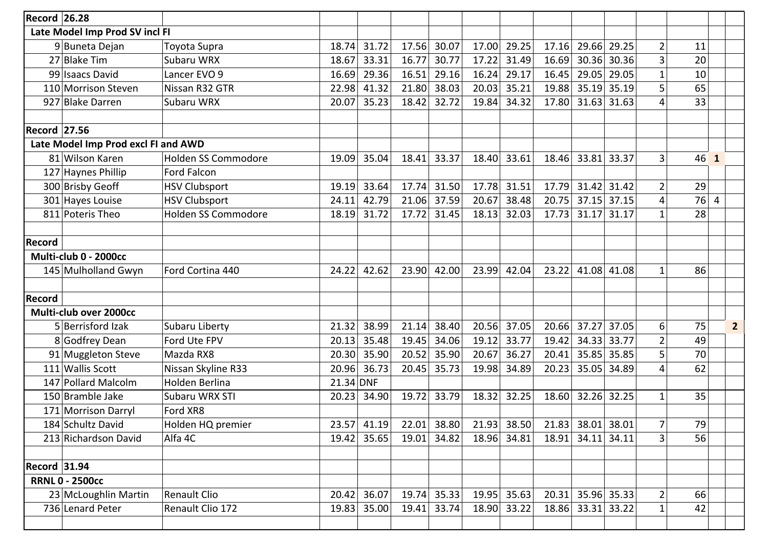| | | | | | | | | | | | | | | | | |
|---|---|---|---|---|---|---|---|---|---|---|---|---|---|---|---|---|
| **Record** | **26.28** | | | | | | | | | | | | | | | |
| **Late Model Imp Prod SV incl FI** | | | | | | | | | | | | | | | | |
| 9 | Buneta Dejan | Toyota Supra | 18.74 | 31.72 | 17.56 | 30.07 | 17.00 | 29.25 | 17.16 | 29.66 | 29.25 | 2 | 11 | | | |
| 27 | Blake Tim | Subaru WRX | 18.67 | 33.31 | 16.77 | 30.77 | 17.22 | 31.49 | 16.69 | 30.36 | 30.36 | 3 | 20 | | | |
| 99 | Isaacs David | Lancer EVO 9 | 16.69 | 29.36 | 16.51 | 29.16 | 16.24 | 29.17 | 16.45 | 29.05 | 29.05 | 1 | 10 | | | |
| 110 | Morrison Steven | Nissan R32 GTR | 22.98 | 41.32 | 21.80 | 38.03 | 20.03 | 35.21 | 19.88 | 35.19 | 35.19 | 5 | 65 | | | |
| 927 | Blake Darren | Subaru WRX | 20.07 | 35.23 | 18.42 | 32.72 | 19.84 | 34.32 | 17.80 | 31.63 | 31.63 | 4 | 33 | | | |
| | | | | | | | | | | | | | | | | |
| **Record** | **27.56** | | | | | | | | | | | | | | | |
| **Late Model Imp Prod excl FI and AWD** | | | | | | | | | | | | | | | | |
| 81 | Wilson Karen | Holden SS Commodore | 19.09 | 35.04 | 18.41 | 33.37 | 18.40 | 33.61 | 18.46 | 33.81 | 33.37 | 3 | 46 | **1** | | |
| 127 | Haynes Phillip | Ford Falcon | | | | | | | | | | | | | | |
| 300 | Brisby Geoff | HSV Clubsport | 19.19 | 33.64 | 17.74 | 31.50 | 17.78 | 31.51 | 17.79 | 31.42 | 31.42 | 2 | 29 | | | |
| 301 | Hayes Louise | HSV Clubsport | 24.11 | 42.79 | 21.06 | 37.59 | 20.67 | 38.48 | 20.75 | 37.15 | 37.15 | 4 | 76 | 4 | | |
| 811 | Poteris Theo | Holden SS Commodore | 18.19 | 31.72 | 17.72 | 31.45 | 18.13 | 32.03 | 17.73 | 31.17 | 31.17 | 1 | 28 | | | |
| | | | | | | | | | | | | | | | | |
| **Record** | | | | | | | | | | | | | | | | |
| **Multi-club 0 - 2000cc** | | | | | | | | | | | | | | | | |
| 145 | Mulholland Gwyn | Ford Cortina 440 | 24.22 | 42.62 | 23.90 | 42.00 | 23.99 | 42.04 | 23.22 | 41.08 | 41.08 | 1 | 86 | | | |
| | | | | | | | | | | | | | | | | |
| **Record** | | | | | | | | | | | | | | | | |
| **Multi-club over 2000cc** | | | | | | | | | | | | | | | | |
| 5 | Berrisford Izak | Subaru Liberty | 21.32 | 38.99 | 21.14 | 38.40 | 20.56 | 37.05 | 20.66 | 37.27 | 37.05 | 6 | 75 | | **2** | |
| 8 | Godfrey Dean | Ford Ute FPV | 20.13 | 35.48 | 19.45 | 34.06 | 19.12 | 33.77 | 19.42 | 34.33 | 33.77 | 2 | 49 | | | |
| 91 | Muggleton Steve | Mazda RX8 | 20.30 | 35.90 | 20.52 | 35.90 | 20.67 | 36.27 | 20.41 | 35.85 | 35.85 | 5 | 70 | | | |
| 111 | Wallis Scott | Nissan Skyline R33 | 20.96 | 36.73 | 20.45 | 35.73 | 19.98 | 34.89 | 20.23 | 35.05 | 34.89 | 4 | 62 | | | |
| 147 | Pollard Malcolm | Holden Berlina | 21.34 | DNF | | | | | | | | | | | | |
| 150 | Bramble Jake | Subaru WRX STI | 20.23 | 34.90 | 19.72 | 33.79 | 18.32 | 32.25 | 18.60 | 32.26 | 32.25 | 1 | 35 | | | |
| 171 | Morrison Darryl | Ford XR8 | | | | | | | | | | | | | | |
| 184 | Schultz David | Holden HQ premier | 23.57 | 41.19 | 22.01 | 38.80 | 21.93 | 38.50 | 21.83 | 38.01 | 38.01 | 7 | 79 | | | |
| 213 | Richardson David | Alfa 4C | 19.42 | 35.65 | 19.01 | 34.82 | 18.96 | 34.81 | 18.91 | 34.11 | 34.11 | 3 | 56 | | | |
| | | | | | | | | | | | | | | | | |
| **Record** | **31.94** | | | | | | | | | | | | | | | |
| **RRNL 0 - 2500cc** | | | | | | | | | | | | | | | | |
| 23 | McLoughlin Martin | Renault Clio | 20.42 | 36.07 | 19.74 | 35.33 | 19.95 | 35.63 | 20.31 | 35.96 | 35.33 | 2 | 66 | | | |
| 736 | Lenard Peter | Renault Clio 172 | 19.83 | 35.00 | 19.41 | 33.74 | 18.90 | 33.22 | 18.86 | 33.31 | 33.22 | 1 | 42 | | | |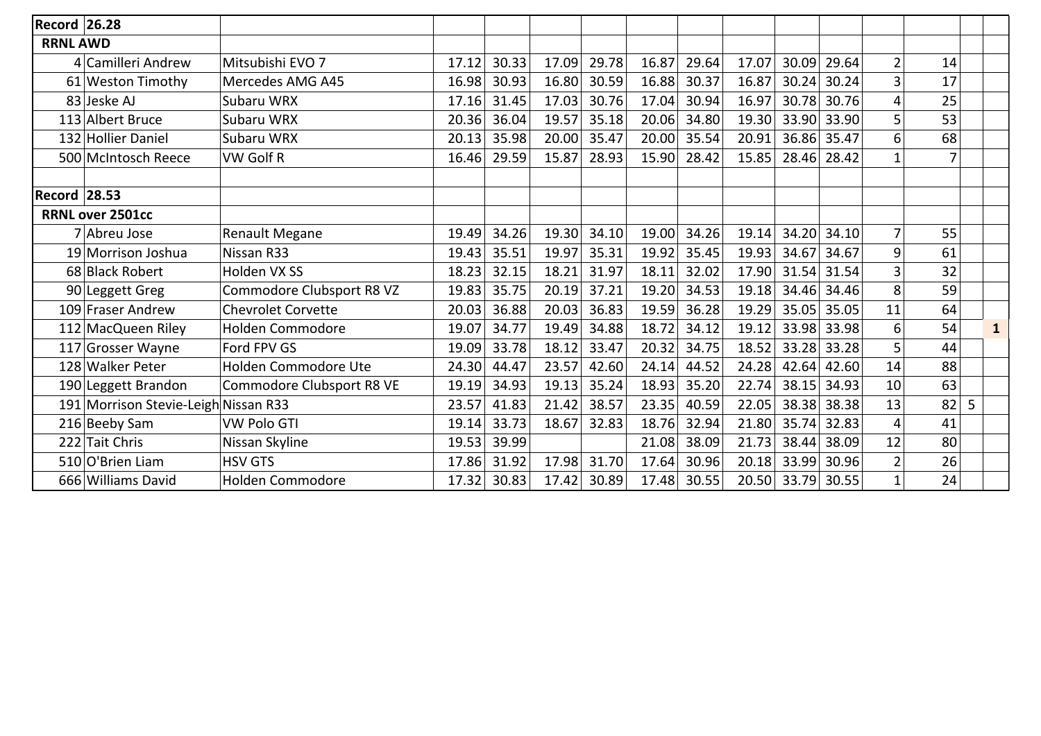| | | | | | | | | | | | | | | | |
|---|---|---|---|---|---|---|---|---|---|---|---|---|---|---|---|
| **Record** | **26.28** | | | | | | | | | | | | | | |
| **RRNL AWD** | | | | | | | | | | | | | | | |
| 4 | Camilleri Andrew | Mitsubishi EVO 7 | 17.12 | 30.33 | 17.09 | 29.78 | 16.87 | 29.64 | 17.07 | 30.09 | 29.64 | 2 | 14 | | |
| 61 | Weston Timothy | Mercedes AMG A45 | 16.98 | 30.93 | 16.80 | 30.59 | 16.88 | 30.37 | 16.87 | 30.24 | 30.24 | 3 | 17 | | |
| 83 | Jeske AJ | Subaru WRX | 17.16 | 31.45 | 17.03 | 30.76 | 17.04 | 30.94 | 16.97 | 30.78 | 30.76 | 4 | 25 | | |
| 113 | Albert Bruce | Subaru WRX | 20.36 | 36.04 | 19.57 | 35.18 | 20.06 | 34.80 | 19.30 | 33.90 | 33.90 | 5 | 53 | | |
| 132 | Hollier Daniel | Subaru WRX | 20.13 | 35.98 | 20.00 | 35.47 | 20.00 | 35.54 | 20.91 | 36.86 | 35.47 | 6 | 68 | | |
| 500 | McIntosch Reece | VW Golf R | 16.46 | 29.59 | 15.87 | 28.93 | 15.90 | 28.42 | 15.85 | 28.46 | 28.42 | 1 | 7 | | |
| | | | | | | | | | | | | | | | |
| **Record** | **28.53** | | | | | | | | | | | | | | |
| **RRNL over 2501cc** | | | | | | | | | | | | | | | |
| 7 | Abreu Jose | Renault Megane | 19.49 | 34.26 | 19.30 | 34.10 | 19.00 | 34.26 | 19.14 | 34.20 | 34.10 | 7 | 55 | | |
| 19 | Morrison Joshua | Nissan R33 | 19.43 | 35.51 | 19.97 | 35.31 | 19.92 | 35.45 | 19.93 | 34.67 | 34.67 | 9 | 61 | | |
| 68 | Black Robert | Holden VX SS | 18.23 | 32.15 | 18.21 | 31.97 | 18.11 | 32.02 | 17.90 | 31.54 | 31.54 | 3 | 32 | | |
| 90 | Leggett Greg | Commodore Clubsport R8 VZ | 19.83 | 35.75 | 20.19 | 37.21 | 19.20 | 34.53 | 19.18 | 34.46 | 34.46 | 8 | 59 | | |
| 109 | Fraser Andrew | Chevrolet Corvette | 20.03 | 36.88 | 20.03 | 36.83 | 19.59 | 36.28 | 19.29 | 35.05 | 35.05 | 11 | 64 | | |
| 112 | MacQueen Riley | Holden Commodore | 19.07 | 34.77 | 19.49 | 34.88 | 18.72 | 34.12 | 19.12 | 33.98 | 33.98 | 6 | 54 | | **1** |
| 117 | Grosser Wayne | Ford FPV GS | 19.09 | 33.78 | 18.12 | 33.47 | 20.32 | 34.75 | 18.52 | 33.28 | 33.28 | 5 | 44 | | |
| 128 | Walker Peter | Holden Commodore Ute | 24.30 | 44.47 | 23.57 | 42.60 | 24.14 | 44.52 | 24.28 | 42.64 | 42.60 | 14 | 88 | | |
| 190 | Leggett Brandon | Commodore Clubsport R8 VE | 19.19 | 34.93 | 19.13 | 35.24 | 18.93 | 35.20 | 22.74 | 38.15 | 34.93 | 10 | 63 | | |
| 191 | Morrison Stevie-Leigh | Nissan R33 | 23.57 | 41.83 | 21.42 | 38.57 | 23.35 | 40.59 | 22.05 | 38.38 | 38.38 | 13 | 82 | 5 | |
| 216 | Beeby Sam | VW Polo GTI | 19.14 | 33.73 | 18.67 | 32.83 | 18.76 | 32.94 | 21.80 | 35.74 | 32.83 | 4 | 41 | | |
| 222 | Tait Chris | Nissan Skyline | 19.53 | 39.99 | | | 21.08 | 38.09 | 21.73 | 38.44 | 38.09 | 12 | 80 | | |
| 510 | O'Brien Liam | HSV GTS | 17.86 | 31.92 | 17.98 | 31.70 | 17.64 | 30.96 | 20.18 | 33.99 | 30.96 | 2 | 26 | | |
| 666 | Williams David | Holden Commodore | 17.32 | 30.83 | 17.42 | 30.89 | 17.48 | 30.55 | 20.50 | 33.79 | 30.55 | 1 | 24 | | |